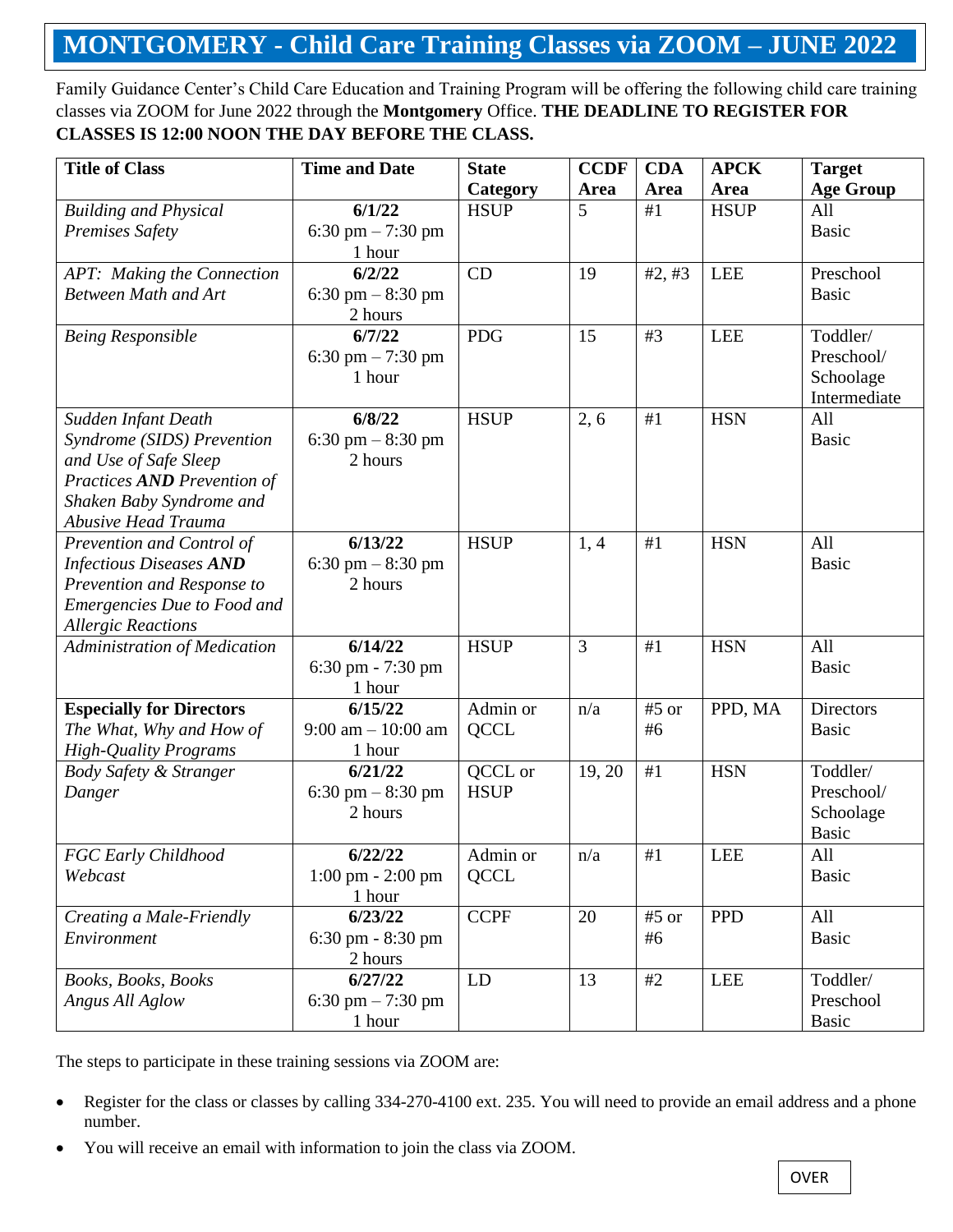# MONTGOMERY - Child Care Training Classes via ZOOM – JUNE 2022

Family Guidance Center's Child Care Education and Training Program will be offering the following child care training classes via ZOOM for June 2022 through the **Montgomery** Office. **THE DEADLINE TO REGISTER FOR CLASSES IS 12:00 NOON THE DAY BEFORE THE CLASS.**

| Title of Class | Time and Date | State Category | CCDF Area | CDA Area | APCK Area | Target Age Group |
|---|---|---|---|---|---|---|
| *Building and Physical Premises Safety* | **6/1/22** 6:30 pm – 7:30 pm 1 hour | HSUP | 5 | #1 | HSUP | All Basic |
| *APT: Making the Connection Between Math and Art* | **6/2/22** 6:30 pm – 8:30 pm 2 hours | CD | 19 | #2, #3 | LEE | Preschool Basic |
| *Being Responsible* | **6/7/22** 6:30 pm – 7:30 pm 1 hour | PDG | 15 | #3 | LEE | Toddler/ Preschool/ Schoolage Intermediate |
| *Sudden Infant Death Syndrome (SIDS) Prevention and Use of Safe Sleep Practices **AND** Prevention of Shaken Baby Syndrome and Abusive Head Trauma* | **6/8/22** 6:30 pm – 8:30 pm 2 hours | HSUP | 2, 6 | #1 | HSN | All Basic |
| *Prevention and Control of Infectious Diseases **AND** Prevention and Response to Emergencies Due to Food and Allergic Reactions* | **6/13/22** 6:30 pm – 8:30 pm 2 hours | HSUP | 1, 4 | #1 | HSN | All Basic |
| *Administration of Medication* | **6/14/22** 6:30 pm - 7:30 pm 1 hour | HSUP | 3 | #1 | HSN | All Basic |
| **Especially for Directors** *The What, Why and How of High-Quality Programs* | **6/15/22** 9:00 am – 10:00 am 1 hour | Admin or QCCL | n/a | #5 or #6 | PPD, MA | Directors Basic |
| *Body Safety & Stranger Danger* | **6/21/22** 6:30 pm – 8:30 pm 2 hours | QCCL or HSUP | 19, 20 | #1 | HSN | Toddler/ Preschool/ Schoolage Basic |
| *FGC Early Childhood Webcast* | **6/22/22** 1:00 pm - 2:00 pm 1 hour | Admin or QCCL | n/a | #1 | LEE | All Basic |
| *Creating a Male-Friendly Environment* | **6/23/22** 6:30 pm - 8:30 pm 2 hours | CCPF | 20 | #5 or #6 | PPD | All Basic |
| *Books, Books, Books Angus All Aglow* | **6/27/22** 6:30 pm – 7:30 pm 1 hour | LD | 13 | #2 | LEE | Toddler/ Preschool Basic |

The steps to participate in these training sessions via ZOOM are:

- Register for the class or classes by calling 334-270-4100 ext. 235. You will need to provide an email address and a phone number.
- You will receive an email with information to join the class via ZOOM.

OVER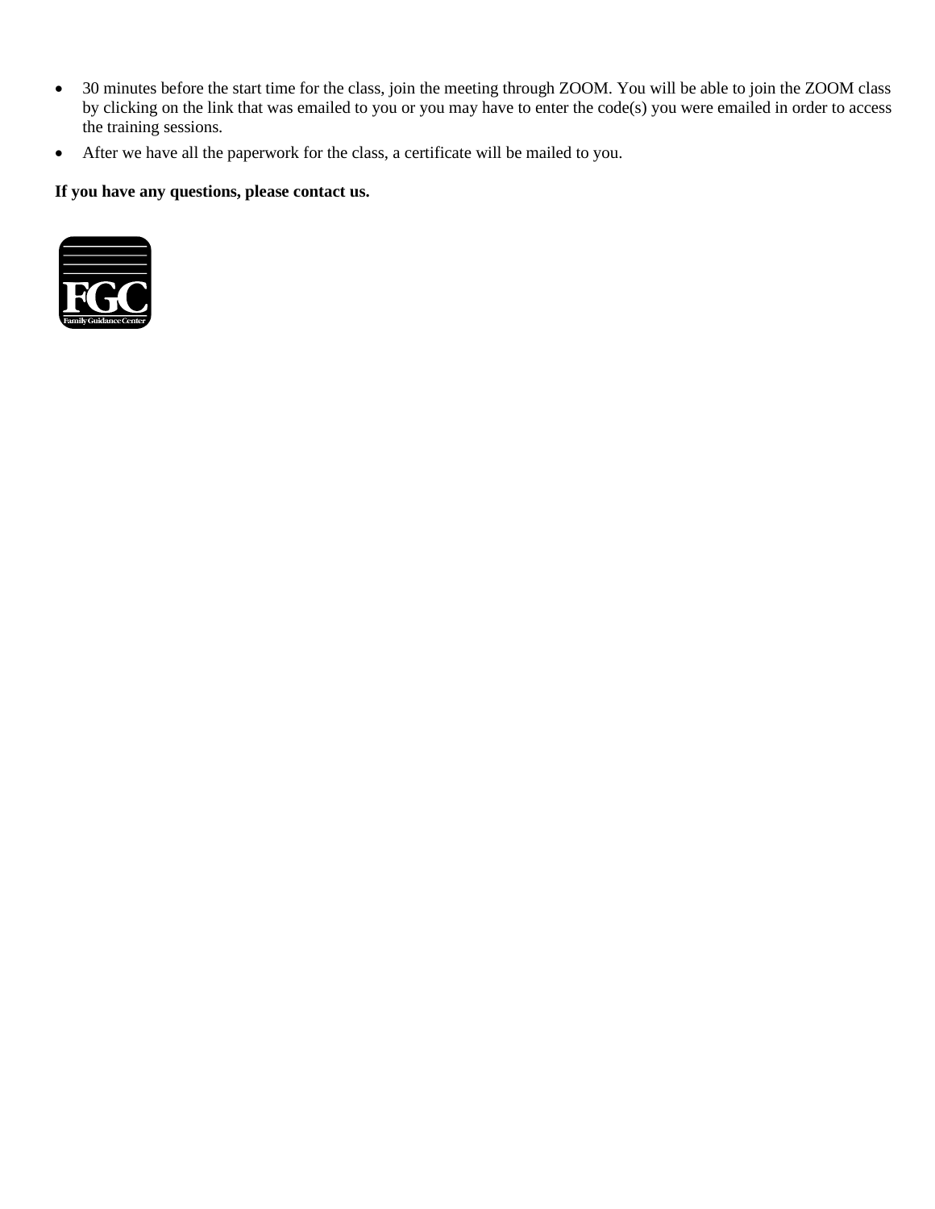- 30 minutes before the start time for the class, join the meeting through ZOOM. You will be able to join the ZOOM class by clicking on the link that was emailed to you or you may have to enter the code(s) you were emailed in order to access the training sessions.
- After we have all the paperwork for the class, a certificate will be mailed to you.

**If you have any questions, please contact us.**

FGC

Family Guidance Center